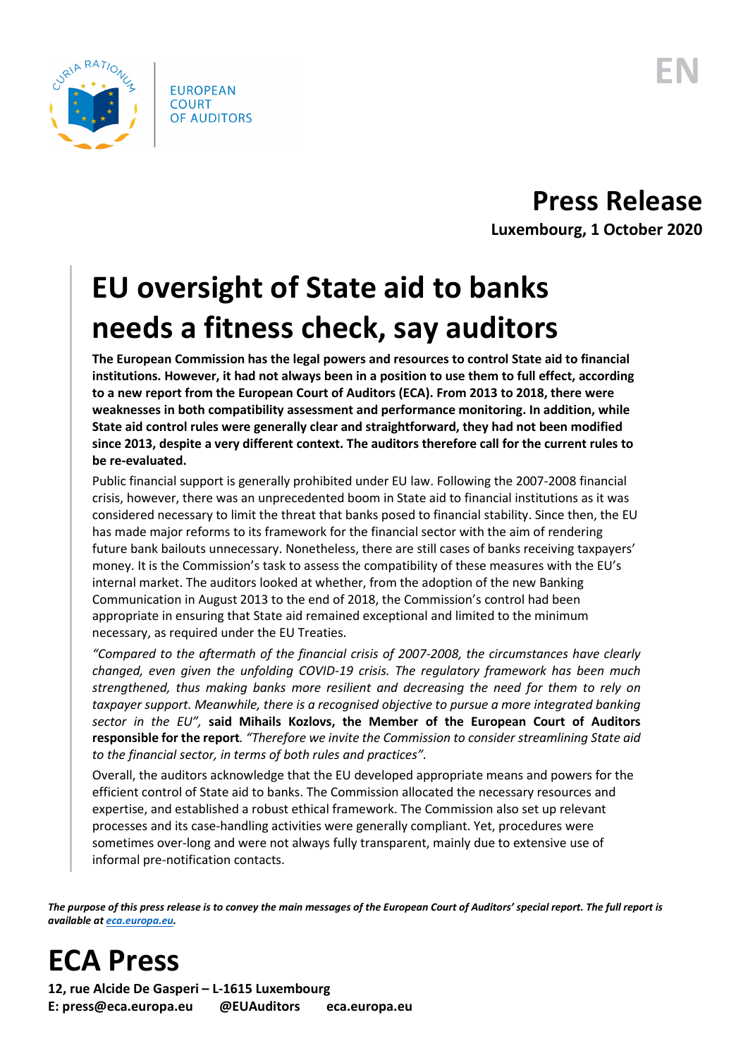EUROPEAN COURT OF AUDITORS

EN

# Press Release

**Luxembourg, 1 October 2020**

# EU oversight of State aid to banks needs a fitness check, say auditors

**The European Commission has the legal powers and resources to control State aid to financial institutions. However, it had not always been in a position to use them to full effect, according to a new report from the European Court of Auditors (ECA). From 2013 to 2018, there were weaknesses in both compatibility assessment and performance monitoring. In addition, while State aid control rules were generally clear and straightforward, they had not been modified since 2013, despite a very different context. The auditors therefore call for the current rules to be re-evaluated.**

Public financial support is generally prohibited under EU law. Following the 2007-2008 financial crisis, however, there was an unprecedented boom in State aid to financial institutions as it was considered necessary to limit the threat that banks posed to financial stability. Since then, the EU has made major reforms to its framework for the financial sector with the aim of rendering future bank bailouts unnecessary. Nonetheless, there are still cases of banks receiving taxpayers' money. It is the Commission's task to assess the compatibility of these measures with the EU's internal market. The auditors looked at whether, from the adoption of the new Banking Communication in August 2013 to the end of 2018, the Commission's control had been appropriate in ensuring that State aid remained exceptional and limited to the minimum necessary, as required under the EU Treaties.

*"Compared to the aftermath of the financial crisis of 2007-2008, the circumstances have clearly changed, even given the unfolding COVID-19 crisis. The regulatory framework has been much strengthened, thus making banks more resilient and decreasing the need for them to rely on taxpayer support. Meanwhile, there is a recognised objective to pursue a more integrated banking sector in the EU"*, **said Mihails Kozlovs, the Member of the European Court of Auditors responsible for the report**. *"Therefore we invite the Commission to consider streamlining State aid to the financial sector, in terms of both rules and practices".*

Overall, the auditors acknowledge that the EU developed appropriate means and powers for the efficient control of State aid to banks. The Commission allocated the necessary resources and expertise, and established a robust ethical framework. The Commission also set up relevant processes and its case-handling activities were generally compliant. Yet, procedures were sometimes over-long and were not always fully transparent, mainly due to extensive use of informal pre-notification contacts.

***The purpose of this press release is to convey the main messages of the European Court of Auditors' special report. The full report is available at [eca.europa.eu](eca.europa.eu).***

# ECA Press

**12, rue Alcide De Gasperi – L-1615 Luxembourg**

**E: press@eca.europa.eu @EUAuditors eca.europa.eu**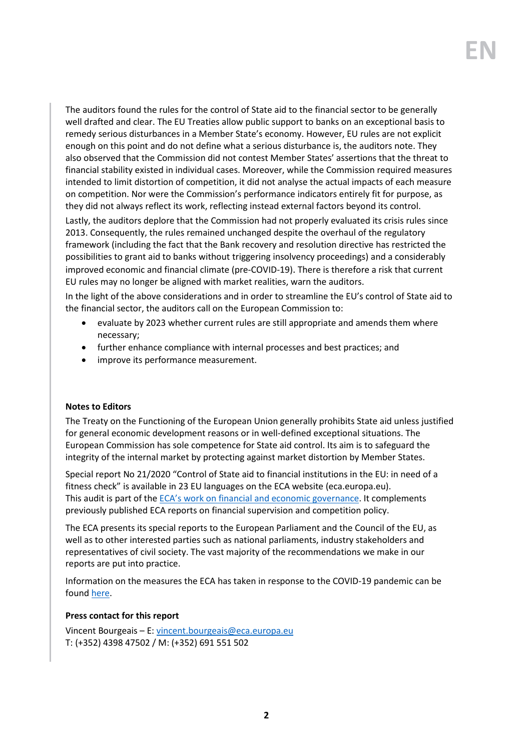The auditors found the rules for the control of State aid to the financial sector to be generally well drafted and clear. The EU Treaties allow public support to banks on an exceptional basis to remedy serious disturbances in a Member State's economy. However, EU rules are not explicit enough on this point and do not define what a serious disturbance is, the auditors note. They also observed that the Commission did not contest Member States' assertions that the threat to financial stability existed in individual cases. Moreover, while the Commission required measures intended to limit distortion of competition, it did not analyse the actual impacts of each measure on competition. Nor were the Commission's performance indicators entirely fit for purpose, as they did not always reflect its work, reflecting instead external factors beyond its control.

Lastly, the auditors deplore that the Commission had not properly evaluated its crisis rules since 2013. Consequently, the rules remained unchanged despite the overhaul of the regulatory framework (including the fact that the Bank recovery and resolution directive has restricted the possibilities to grant aid to banks without triggering insolvency proceedings) and a considerably improved economic and financial climate (pre-COVID-19). There is therefore a risk that current EU rules may no longer be aligned with market realities, warn the auditors.

In the light of the above considerations and in order to streamline the EU's control of State aid to the financial sector, the auditors call on the European Commission to:

- evaluate by 2023 whether current rules are still appropriate and amends them where necessary;
- further enhance compliance with internal processes and best practices; and
- improve its performance measurement.

**Notes to Editors**

The Treaty on the Functioning of the European Union generally prohibits State aid unless justified for general economic development reasons or in well-defined exceptional situations. The European Commission has sole competence for State aid control. Its aim is to safeguard the integrity of the internal market by protecting against market distortion by Member States.

Special report No 21/2020 "Control of State aid to financial institutions in the EU: in need of a fitness check" is available in 23 EU languages on the ECA website (eca.europa.eu). This audit is part of the ECA's work on financial and economic governance. It complements previously published ECA reports on financial supervision and competition policy.

The ECA presents its special reports to the European Parliament and the Council of the EU, as well as to other interested parties such as national parliaments, industry stakeholders and representatives of civil society. The vast majority of the recommendations we make in our reports are put into practice.

Information on the measures the ECA has taken in response to the COVID-19 pandemic can be found here.

**Press contact for this report**

Vincent Bourgeais – E: vincent.bourgeais@eca.europa.eu
T: (+352) 4398 47502 / M: (+352) 691 551 502